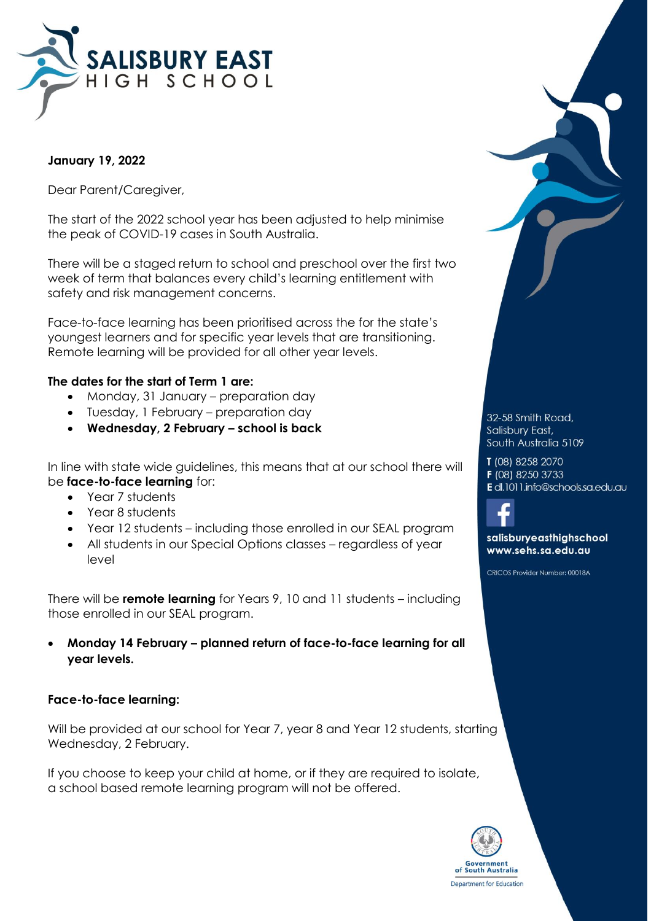**SALISBURY EAST HIGH SCHOOL**

**January 19, 2022**

Dear Parent/Caregiver,

The start of the 2022 school year has been adjusted to help minimise the peak of COVID-19 cases in South Australia.

There will be a staged return to school and preschool over the first two week of term that balances every child's learning entitlement with safety and risk management concerns.

Face-to-face learning has been prioritised across the for the state's youngest learners and for specific year levels that are transitioning. Remote learning will be provided for all other year levels.

**The dates for the start of Term 1 are:**

- Monday, 31 January – preparation day
- Tuesday, 1 February – preparation day
- **Wednesday, 2 February – school is back**

In line with state wide guidelines, this means that at our school there will be **face-to-face learning** for:

- Year 7 students
- Year 8 students
- Year 12 students – including those enrolled in our SEAL program
- All students in our Special Options classes – regardless of year level

There will be **remote learning** for Years 9, 10 and 11 students – including those enrolled in our SEAL program.

- **Monday 14 February – planned return of face-to-face learning for all year levels.**

**Face-to-face learning:**

Will be provided at our school for Year 7, year 8 and Year 12 students, starting Wednesday, 2 February.

If you choose to keep your child at home, or if they are required to isolate, a school based remote learning program will not be offered.

32-58 Smith Road,
Salisbury East,
South Australia 5109

**T** (08) 8258 2070
**F** (08) 8250 3733
**E** dl.1011.info@schools.sa.edu.au

**salisburyeasthighschool**
**www.sehs.sa.edu.au**

CRICOS Provider Number: 00018A

Government of South Australia
Department for Education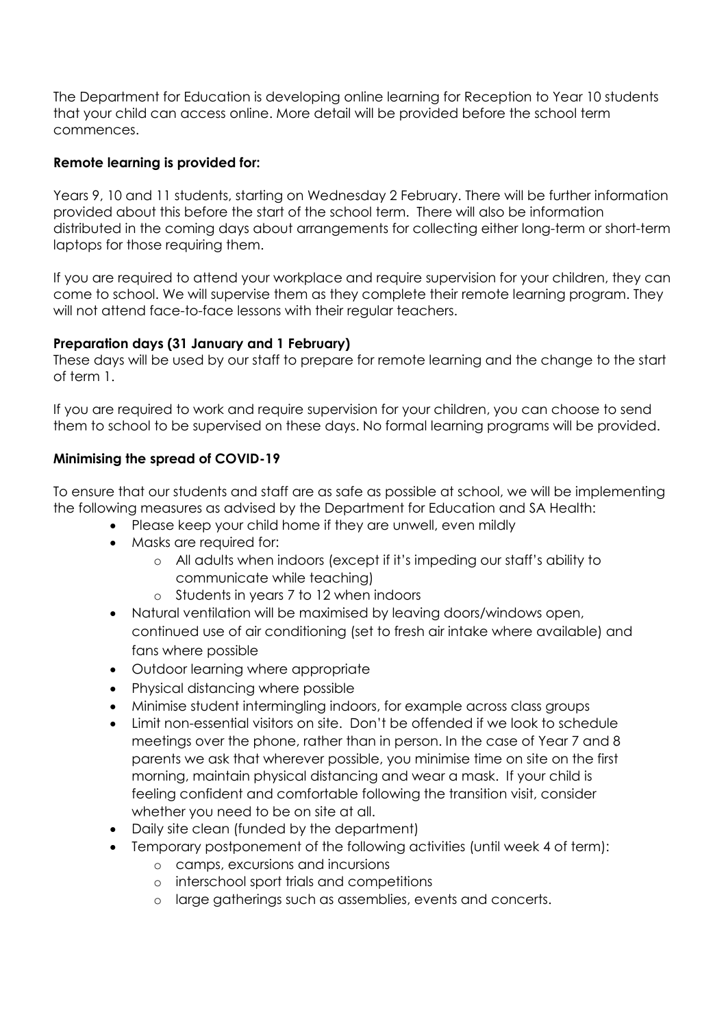The Department for Education is developing online learning for Reception to Year 10 students that your child can access online. More detail will be provided before the school term commences.

**Remote learning is provided for:**

Years 9, 10 and 11 students, starting on Wednesday 2 February. There will be further information provided about this before the start of the school term. There will also be information distributed in the coming days about arrangements for collecting either long-term or short-term laptops for those requiring them.

If you are required to attend your workplace and require supervision for your children, they can come to school. We will supervise them as they complete their remote learning program. They will not attend face-to-face lessons with their regular teachers.

**Preparation days (31 January and 1 February)**

These days will be used by our staff to prepare for remote learning and the change to the start of term 1.

If you are required to work and require supervision for your children, you can choose to send them to school to be supervised on these days. No formal learning programs will be provided.

**Minimising the spread of COVID-19**

To ensure that our students and staff are as safe as possible at school, we will be implementing the following measures as advised by the Department for Education and SA Health:

- Please keep your child home if they are unwell, even mildly
- Masks are required for:
  - All adults when indoors (except if it's impeding our staff's ability to communicate while teaching)
  - Students in years 7 to 12 when indoors
- Natural ventilation will be maximised by leaving doors/windows open, continued use of air conditioning (set to fresh air intake where available) and fans where possible
- Outdoor learning where appropriate
- Physical distancing where possible
- Minimise student intermingling indoors, for example across class groups
- Limit non-essential visitors on site. Don't be offended if we look to schedule meetings over the phone, rather than in person. In the case of Year 7 and 8 parents we ask that wherever possible, you minimise time on site on the first morning, maintain physical distancing and wear a mask. If your child is feeling confident and comfortable following the transition visit, consider whether you need to be on site at all.
- Daily site clean (funded by the department)
- Temporary postponement of the following activities (until week 4 of term):
  - camps, excursions and incursions
  - interschool sport trials and competitions
  - large gatherings such as assemblies, events and concerts.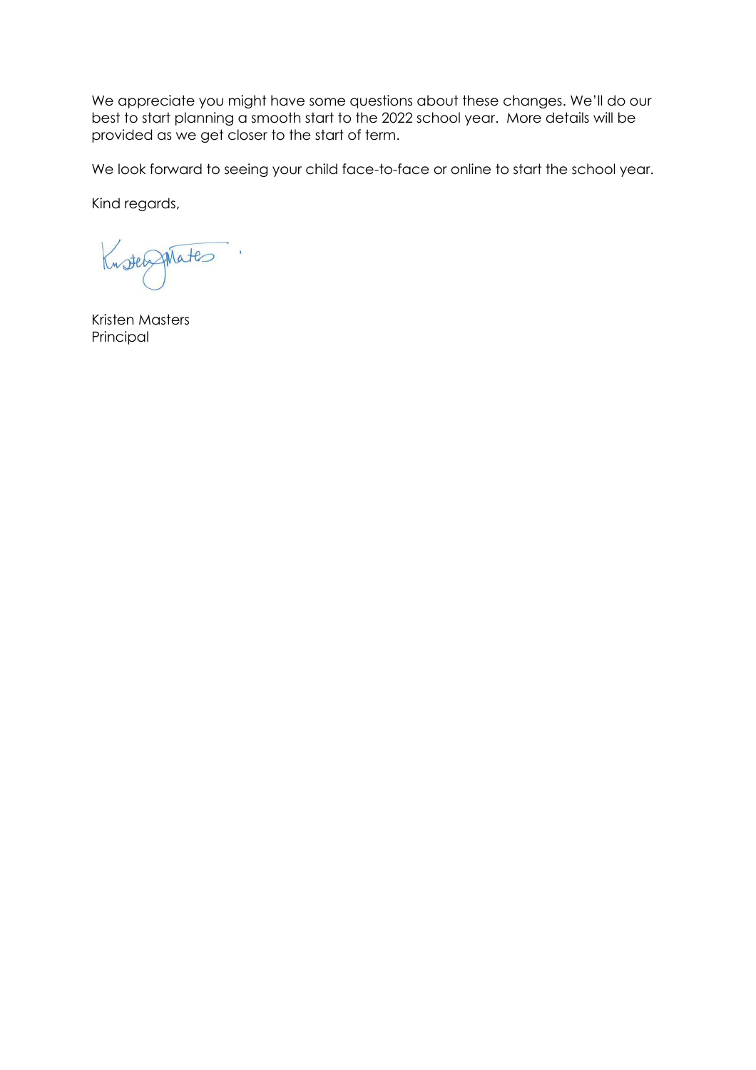We appreciate you might have some questions about these changes. We'll do our best to start planning a smooth start to the 2022 school year. More details will be provided as we get closer to the start of term.

We look forward to seeing your child face-to-face or online to start the school year.

Kind regards,

Kristen Masters
Principal